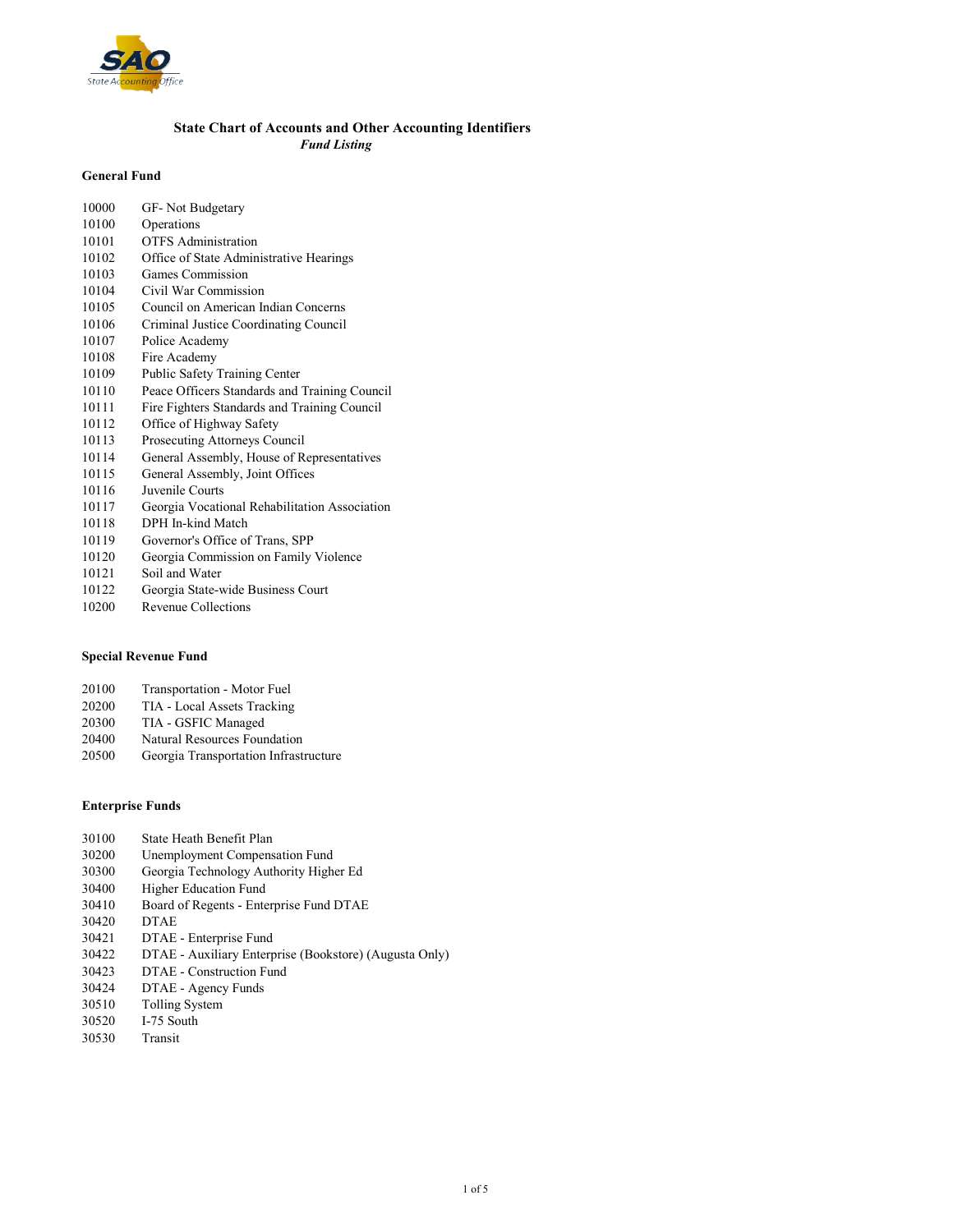# State Chart of Accounts and Other Accounting Identifiers

*Fund Listing*

## General Fund

| | |
|---|---|
| 10000 | GF- Not Budgetary |
| 10100 | Operations |
| 10101 | OTFS Administration |
| 10102 | Office of State Administrative Hearings |
| 10103 | Games Commission |
| 10104 | Civil War Commission |
| 10105 | Council on American Indian Concerns |
| 10106 | Criminal Justice Coordinating Council |
| 10107 | Police Academy |
| 10108 | Fire Academy |
| 10109 | Public Safety Training Center |
| 10110 | Peace Officers Standards and Training Council |
| 10111 | Fire Fighters Standards and Training Council |
| 10112 | Office of Highway Safety |
| 10113 | Prosecuting Attorneys Council |
| 10114 | General Assembly, House of Representatives |
| 10115 | General Assembly, Joint Offices |
| 10116 | Juvenile Courts |
| 10117 | Georgia Vocational Rehabilitation Association |
| 10118 | DPH In-kind Match |
| 10119 | Governor's Office of Trans, SPP |
| 10120 | Georgia Commission on Family Violence |
| 10121 | Soil and Water |
| 10122 | Georgia State-wide Business Court |
| 10200 | Revenue Collections |

## Special Revenue Fund

| | |
|---|---|
| 20100 | Transportation - Motor Fuel |
| 20200 | TIA - Local Assets Tracking |
| 20300 | TIA - GSFIC Managed |
| 20400 | Natural Resources Foundation |
| 20500 | Georgia Transportation Infrastructure |

## Enterprise Funds

| | |
|---|---|
| 30100 | State Heath Benefit Plan |
| 30200 | Unemployment Compensation Fund |
| 30300 | Georgia Technology Authority Higher Ed |
| 30400 | Higher Education Fund |
| 30410 | Board of Regents - Enterprise Fund DTAE |
| 30420 | DTAE |
| 30421 | DTAE - Enterprise Fund |
| 30422 | DTAE - Auxiliary Enterprise (Bookstore) (Augusta Only) |
| 30423 | DTAE - Construction Fund |
| 30424 | DTAE - Agency Funds |
| 30510 | Tolling System |
| 30520 | I-75 South |
| 30530 | Transit |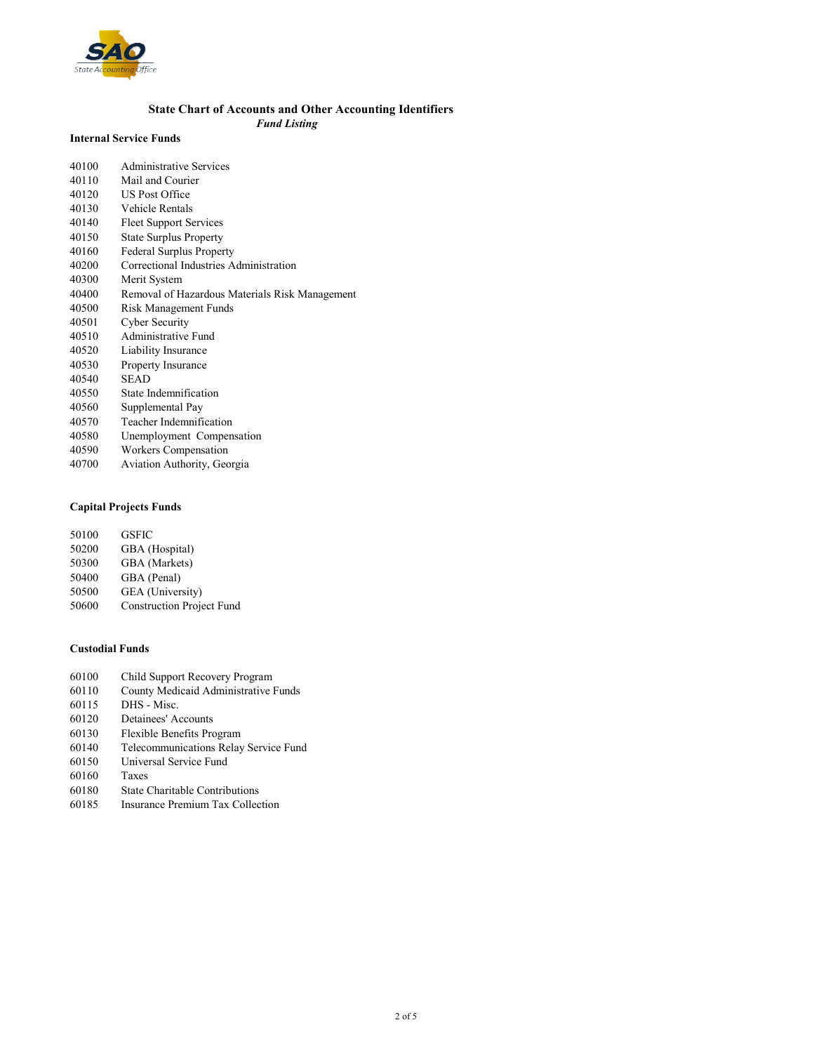# State Chart of Accounts and Other Accounting Identifiers

*Fund Listing*

## Internal Service Funds

| | |
|---|---|
| 40100 | Administrative Services |
| 40110 | Mail and Courier |
| 40120 | US Post Office |
| 40130 | Vehicle Rentals |
| 40140 | Fleet Support Services |
| 40150 | State Surplus Property |
| 40160 | Federal Surplus Property |
| 40200 | Correctional Industries Administration |
| 40300 | Merit System |
| 40400 | Removal of Hazardous Materials Risk Management |
| 40500 | Risk Management Funds |
| 40501 | Cyber Security |
| 40510 | Administrative Fund |
| 40520 | Liability Insurance |
| 40530 | Property Insurance |
| 40540 | SEAD |
| 40550 | State Indemnification |
| 40560 | Supplemental Pay |
| 40570 | Teacher Indemnification |
| 40580 | Unemployment Compensation |
| 40590 | Workers Compensation |
| 40700 | Aviation Authority, Georgia |

## Capital Projects Funds

| | |
|---|---|
| 50100 | GSFIC |
| 50200 | GBA (Hospital) |
| 50300 | GBA (Markets) |
| 50400 | GBA (Penal) |
| 50500 | GEA (University) |
| 50600 | Construction Project Fund |

## Custodial Funds

| | |
|---|---|
| 60100 | Child Support Recovery Program |
| 60110 | County Medicaid Administrative Funds |
| 60115 | DHS - Misc. |
| 60120 | Detainees' Accounts |
| 60130 | Flexible Benefits Program |
| 60140 | Telecommunications Relay Service Fund |
| 60150 | Universal Service Fund |
| 60160 | Taxes |
| 60180 | State Charitable Contributions |
| 60185 | Insurance Premium Tax Collection |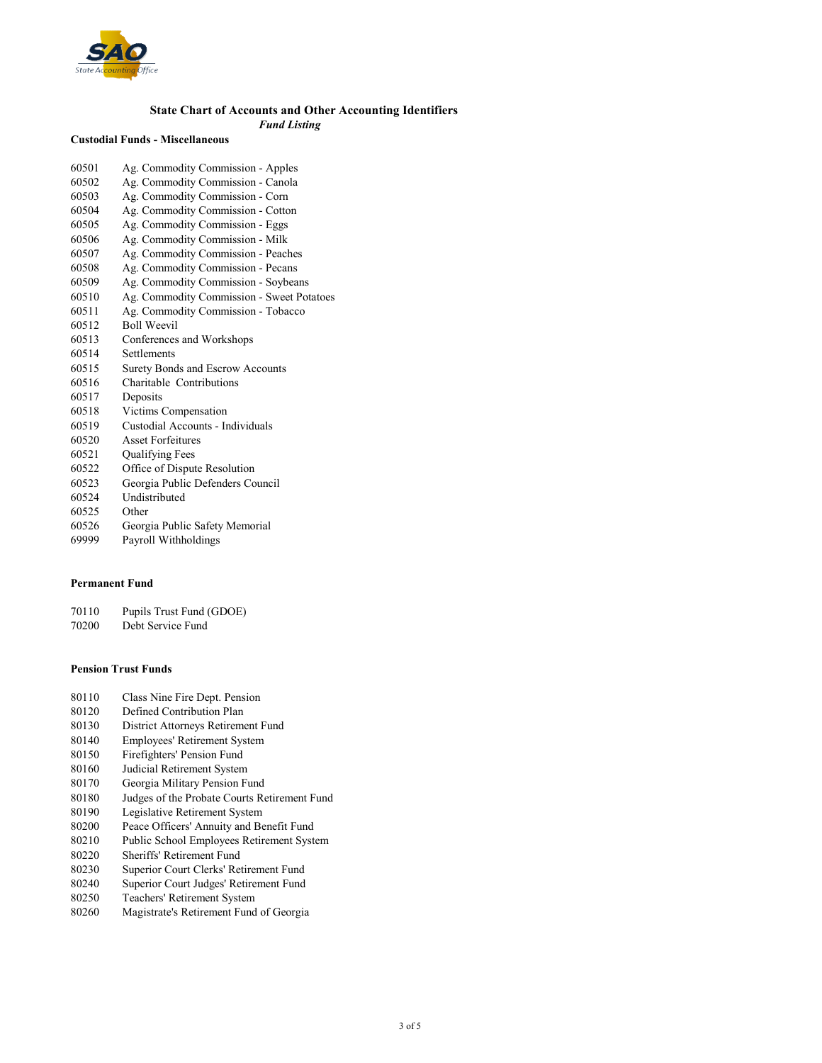## State Chart of Accounts and Other Accounting Identifiers

*Fund Listing*

### Custodial Funds - Miscellaneous

| | |
|---|---|
| 60501 | Ag. Commodity Commission - Apples |
| 60502 | Ag. Commodity Commission - Canola |
| 60503 | Ag. Commodity Commission - Corn |
| 60504 | Ag. Commodity Commission - Cotton |
| 60505 | Ag. Commodity Commission - Eggs |
| 60506 | Ag. Commodity Commission - Milk |
| 60507 | Ag. Commodity Commission - Peaches |
| 60508 | Ag. Commodity Commission - Pecans |
| 60509 | Ag. Commodity Commission - Soybeans |
| 60510 | Ag. Commodity Commission - Sweet Potatoes |
| 60511 | Ag. Commodity Commission - Tobacco |
| 60512 | Boll Weevil |
| 60513 | Conferences and Workshops |
| 60514 | Settlements |
| 60515 | Surety Bonds and Escrow Accounts |
| 60516 | Charitable Contributions |
| 60517 | Deposits |
| 60518 | Victims Compensation |
| 60519 | Custodial Accounts - Individuals |
| 60520 | Asset Forfeitures |
| 60521 | Qualifying Fees |
| 60522 | Office of Dispute Resolution |
| 60523 | Georgia Public Defenders Council |
| 60524 | Undistributed |
| 60525 | Other |
| 60526 | Georgia Public Safety Memorial |
| 69999 | Payroll Withholdings |

### Permanent Fund

| | |
|---|---|
| 70110 | Pupils Trust Fund (GDOE) |
| 70200 | Debt Service Fund |

### Pension Trust Funds

| | |
|---|---|
| 80110 | Class Nine Fire Dept. Pension |
| 80120 | Defined Contribution Plan |
| 80130 | District Attorneys Retirement Fund |
| 80140 | Employees' Retirement System |
| 80150 | Firefighters' Pension Fund |
| 80160 | Judicial Retirement System |
| 80170 | Georgia Military Pension Fund |
| 80180 | Judges of the Probate Courts Retirement Fund |
| 80190 | Legislative Retirement System |
| 80200 | Peace Officers' Annuity and Benefit Fund |
| 80210 | Public School Employees Retirement System |
| 80220 | Sheriffs' Retirement Fund |
| 80230 | Superior Court Clerks' Retirement Fund |
| 80240 | Superior Court Judges' Retirement Fund |
| 80250 | Teachers' Retirement System |
| 80260 | Magistrate's Retirement Fund of Georgia |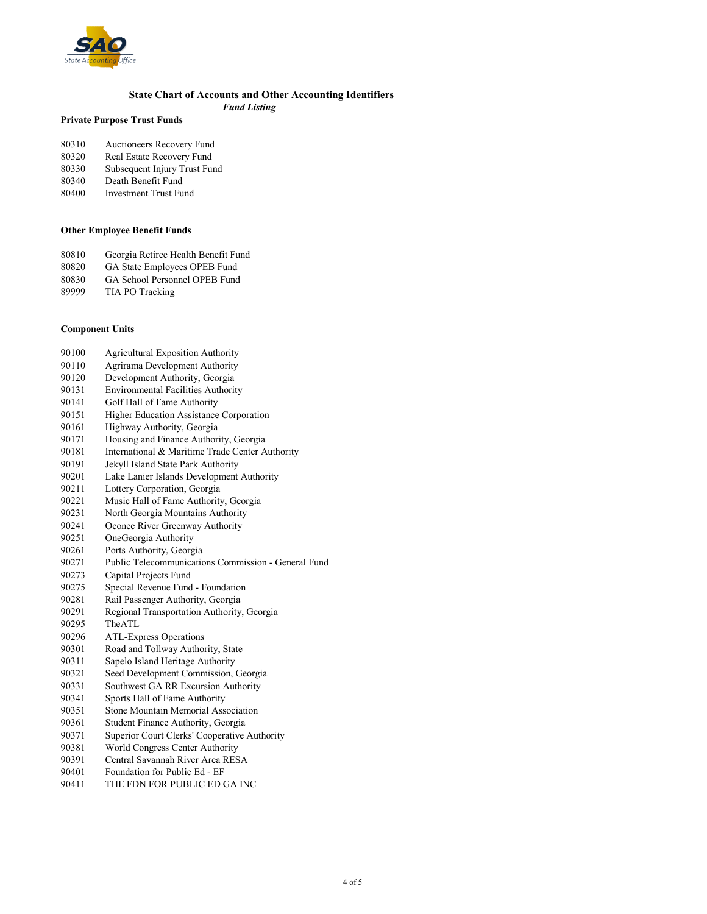# State Chart of Accounts and Other Accounting Identifiers

*Fund Listing*

## Private Purpose Trust Funds

| | |
|---|---|
| 80310 | Auctioneers Recovery Fund |
| 80320 | Real Estate Recovery Fund |
| 80330 | Subsequent Injury Trust Fund |
| 80340 | Death Benefit Fund |
| 80400 | Investment Trust Fund |

## Other Employee Benefit Funds

| | |
|---|---|
| 80810 | Georgia Retiree Health Benefit Fund |
| 80820 | GA State Employees OPEB Fund |
| 80830 | GA School Personnel OPEB Fund |
| 89999 | TIA PO Tracking |

## Component Units

| | |
|---|---|
| 90100 | Agricultural Exposition Authority |
| 90110 | Agrirama Development Authority |
| 90120 | Development Authority, Georgia |
| 90131 | Environmental Facilities Authority |
| 90141 | Golf Hall of Fame Authority |
| 90151 | Higher Education Assistance Corporation |
| 90161 | Highway Authority, Georgia |
| 90171 | Housing and Finance Authority, Georgia |
| 90181 | International & Maritime Trade Center Authority |
| 90191 | Jekyll Island State Park Authority |
| 90201 | Lake Lanier Islands Development Authority |
| 90211 | Lottery Corporation, Georgia |
| 90221 | Music Hall of Fame Authority, Georgia |
| 90231 | North Georgia Mountains Authority |
| 90241 | Oconee River Greenway Authority |
| 90251 | OneGeorgia Authority |
| 90261 | Ports Authority, Georgia |
| 90271 | Public Telecommunications Commission - General Fund |
| 90273 | Capital Projects Fund |
| 90275 | Special Revenue Fund - Foundation |
| 90281 | Rail Passenger Authority, Georgia |
| 90291 | Regional Transportation Authority, Georgia |
| 90295 | TheATL |
| 90296 | ATL-Express Operations |
| 90301 | Road and Tollway Authority, State |
| 90311 | Sapelo Island Heritage Authority |
| 90321 | Seed Development Commission, Georgia |
| 90331 | Southwest GA RR Excursion Authority |
| 90341 | Sports Hall of Fame Authority |
| 90351 | Stone Mountain Memorial Association |
| 90361 | Student Finance Authority, Georgia |
| 90371 | Superior Court Clerks' Cooperative Authority |
| 90381 | World Congress Center Authority |
| 90391 | Central Savannah River Area RESA |
| 90401 | Foundation for Public Ed - EF |
| 90411 | THE FDN FOR PUBLIC ED GA INC |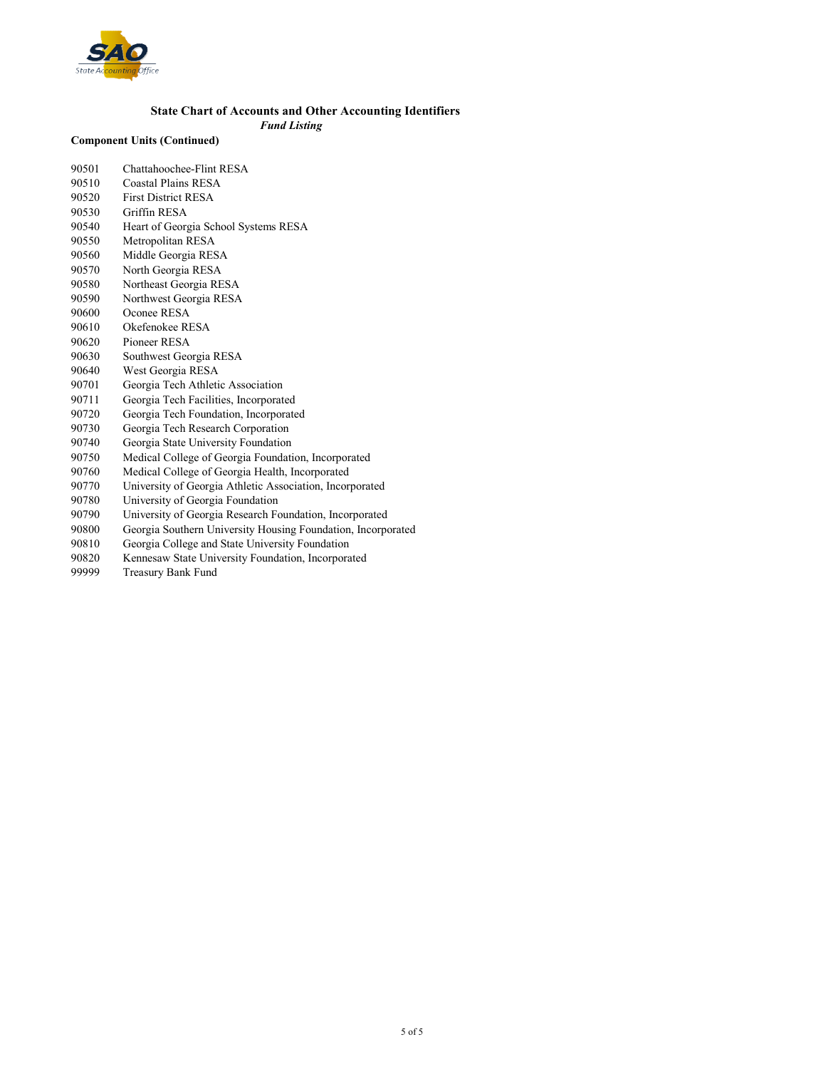# State Chart of Accounts and Other Accounting Identifiers

*Fund Listing*

**Component Units (Continued)**

| | |
|---|---|
| 90501 | Chattahoochee-Flint RESA |
| 90510 | Coastal Plains RESA |
| 90520 | First District RESA |
| 90530 | Griffin RESA |
| 90540 | Heart of Georgia School Systems RESA |
| 90550 | Metropolitan RESA |
| 90560 | Middle Georgia RESA |
| 90570 | North Georgia RESA |
| 90580 | Northeast Georgia RESA |
| 90590 | Northwest Georgia RESA |
| 90600 | Oconee RESA |
| 90610 | Okefenokee RESA |
| 90620 | Pioneer RESA |
| 90630 | Southwest Georgia RESA |
| 90640 | West Georgia RESA |
| 90701 | Georgia Tech Athletic Association |
| 90711 | Georgia Tech Facilities, Incorporated |
| 90720 | Georgia Tech Foundation, Incorporated |
| 90730 | Georgia Tech Research Corporation |
| 90740 | Georgia State University Foundation |
| 90750 | Medical College of Georgia Foundation, Incorporated |
| 90760 | Medical College of Georgia Health, Incorporated |
| 90770 | University of Georgia Athletic Association, Incorporated |
| 90780 | University of Georgia Foundation |
| 90790 | University of Georgia Research Foundation, Incorporated |
| 90800 | Georgia Southern University Housing Foundation, Incorporated |
| 90810 | Georgia College and State University Foundation |
| 90820 | Kennesaw State University Foundation, Incorporated |
| 99999 | Treasury Bank Fund |